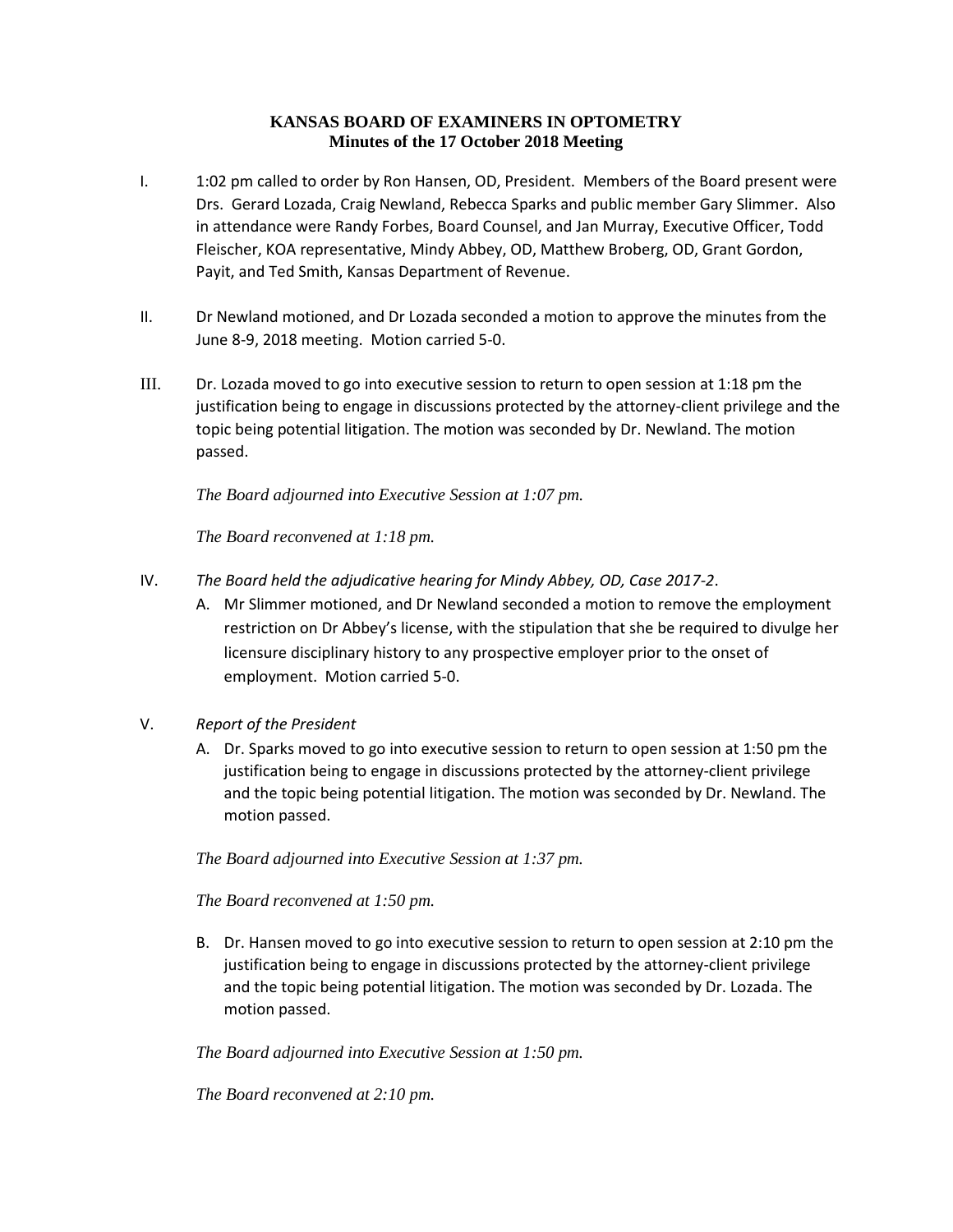# KANSAS BOARD OF EXAMINERS IN OPTOMETRY
## Minutes of the 17 October 2018 Meeting

I. 1:02 pm called to order by Ron Hansen, OD, President. Members of the Board present were Drs. Gerard Lozada, Craig Newland, Rebecca Sparks and public member Gary Slimmer. Also in attendance were Randy Forbes, Board Counsel, and Jan Murray, Executive Officer, Todd Fleischer, KOA representative, Mindy Abbey, OD, Matthew Broberg, OD, Grant Gordon, Payit, and Ted Smith, Kansas Department of Revenue.

II. Dr Newland motioned, and Dr Lozada seconded a motion to approve the minutes from the June 8-9, 2018 meeting. Motion carried 5-0.

III. Dr. Lozada moved to go into executive session to return to open session at 1:18 pm the justification being to engage in discussions protected by the attorney-client privilege and the topic being potential litigation. The motion was seconded by Dr. Newland. The motion passed.

*The Board adjourned into Executive Session at 1:07 pm.*

*The Board reconvened at 1:18 pm.*

IV. *The Board held the adjudicative hearing for Mindy Abbey, OD, Case 2017-2.*

A. Mr Slimmer motioned, and Dr Newland seconded a motion to remove the employment restriction on Dr Abbey's license, with the stipulation that she be required to divulge her licensure disciplinary history to any prospective employer prior to the onset of employment. Motion carried 5-0.

V. *Report of the President*

A. Dr. Sparks moved to go into executive session to return to open session at 1:50 pm the justification being to engage in discussions protected by the attorney-client privilege and the topic being potential litigation. The motion was seconded by Dr. Newland. The motion passed.

*The Board adjourned into Executive Session at 1:37 pm.*

*The Board reconvened at 1:50 pm.*

B. Dr. Hansen moved to go into executive session to return to open session at 2:10 pm the justification being to engage in discussions protected by the attorney-client privilege and the topic being potential litigation. The motion was seconded by Dr. Lozada. The motion passed.

*The Board adjourned into Executive Session at 1:50 pm.*

*The Board reconvened at 2:10 pm.*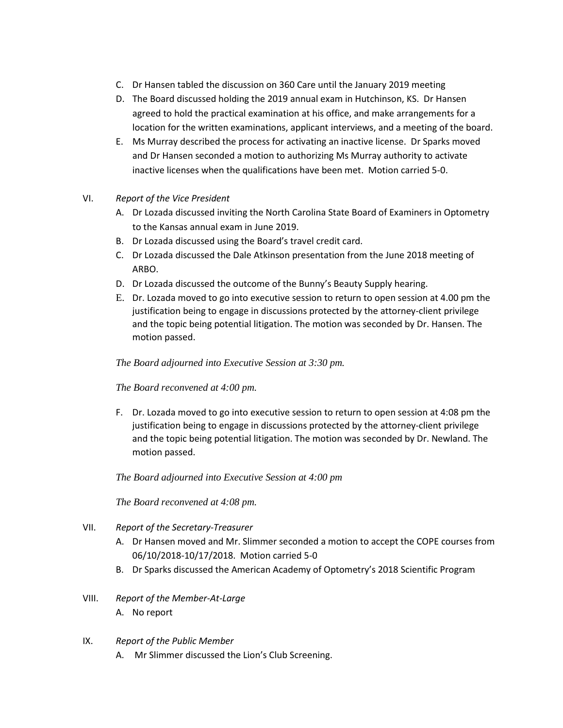C. Dr Hansen tabled the discussion on 360 Care until the January 2019 meeting
D. The Board discussed holding the 2019 annual exam in Hutchinson, KS. Dr Hansen agreed to hold the practical examination at his office, and make arrangements for a location for the written examinations, applicant interviews, and a meeting of the board.
E. Ms Murray described the process for activating an inactive license. Dr Sparks moved and Dr Hansen seconded a motion to authorizing Ms Murray authority to activate inactive licenses when the qualifications have been met. Motion carried 5-0.

VI. *Report of the Vice President*

A. Dr Lozada discussed inviting the North Carolina State Board of Examiners in Optometry to the Kansas annual exam in June 2019.
B. Dr Lozada discussed using the Board's travel credit card.
C. Dr Lozada discussed the Dale Atkinson presentation from the June 2018 meeting of ARBO.
D. Dr Lozada discussed the outcome of the Bunny's Beauty Supply hearing.
E. Dr. Lozada moved to go into executive session to return to open session at 4.00 pm the justification being to engage in discussions protected by the attorney-client privilege and the topic being potential litigation. The motion was seconded by Dr. Hansen. The motion passed.

*The Board adjourned into Executive Session at 3:30 pm.*

*The Board reconvened at 4:00 pm.*

F. Dr. Lozada moved to go into executive session to return to open session at 4:08 pm the justification being to engage in discussions protected by the attorney-client privilege and the topic being potential litigation. The motion was seconded by Dr. Newland. The motion passed.

*The Board adjourned into Executive Session at 4:00 pm*

*The Board reconvened at 4:08 pm.*

VII. *Report of the Secretary-Treasurer*

A. Dr Hansen moved and Mr. Slimmer seconded a motion to accept the COPE courses from 06/10/2018-10/17/2018. Motion carried 5-0
B. Dr Sparks discussed the American Academy of Optometry's 2018 Scientific Program

VIII. *Report of the Member-At-Large*

A. No report

IX. *Report of the Public Member*

A. Mr Slimmer discussed the Lion's Club Screening.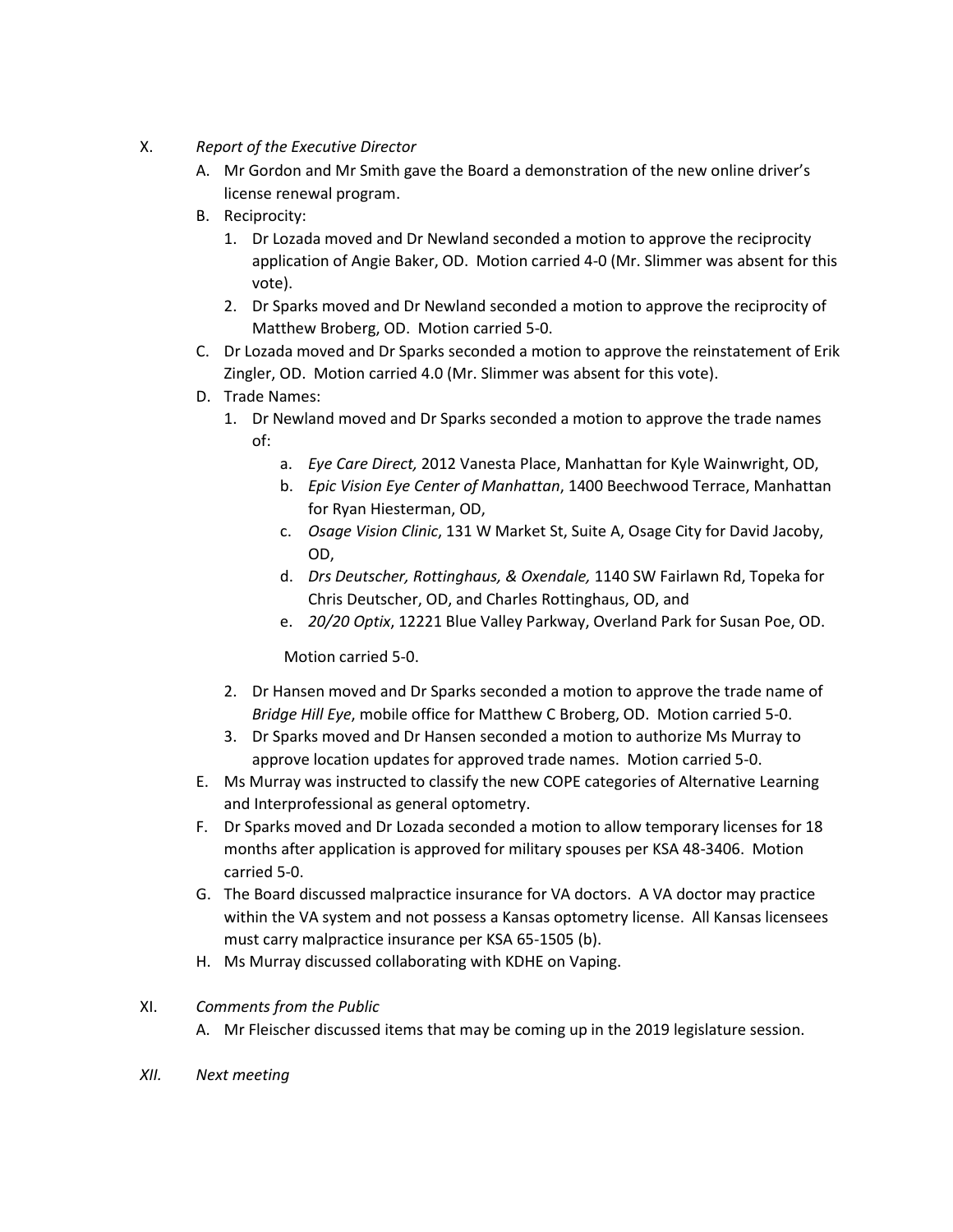X. *Report of the Executive Director*

A. Mr Gordon and Mr Smith gave the Board a demonstration of the new online driver's license renewal program.

B. Reciprocity:

1. Dr Lozada moved and Dr Newland seconded a motion to approve the reciprocity application of Angie Baker, OD. Motion carried 4-0 (Mr. Slimmer was absent for this vote).
2. Dr Sparks moved and Dr Newland seconded a motion to approve the reciprocity of Matthew Broberg, OD. Motion carried 5-0.

C. Dr Lozada moved and Dr Sparks seconded a motion to approve the reinstatement of Erik Zingler, OD. Motion carried 4.0 (Mr. Slimmer was absent for this vote).

D. Trade Names:

1. Dr Newland moved and Dr Sparks seconded a motion to approve the trade names of:
   a. *Eye Care Direct,* 2012 Vanesta Place, Manhattan for Kyle Wainwright, OD,
   b. *Epic Vision Eye Center of Manhattan*, 1400 Beechwood Terrace, Manhattan for Ryan Hiesterman, OD,
   c. *Osage Vision Clinic*, 131 W Market St, Suite A, Osage City for David Jacoby, OD,
   d. *Drs Deutscher, Rottinghaus, & Oxendale,* 1140 SW Fairlawn Rd, Topeka for Chris Deutscher, OD, and Charles Rottinghaus, OD, and
   e. *20/20 Optix*, 12221 Blue Valley Parkway, Overland Park for Susan Poe, OD.

   Motion carried 5-0.
2. Dr Hansen moved and Dr Sparks seconded a motion to approve the trade name of *Bridge Hill Eye*, mobile office for Matthew C Broberg, OD. Motion carried 5-0.
3. Dr Sparks moved and Dr Hansen seconded a motion to authorize Ms Murray to approve location updates for approved trade names. Motion carried 5-0.

E. Ms Murray was instructed to classify the new COPE categories of Alternative Learning and Interprofessional as general optometry.

F. Dr Sparks moved and Dr Lozada seconded a motion to allow temporary licenses for 18 months after application is approved for military spouses per KSA 48-3406. Motion carried 5-0.

G. The Board discussed malpractice insurance for VA doctors. A VA doctor may practice within the VA system and not possess a Kansas optometry license. All Kansas licensees must carry malpractice insurance per KSA 65-1505 (b).

H. Ms Murray discussed collaborating with KDHE on Vaping.

XI. *Comments from the Public*

A. Mr Fleischer discussed items that may be coming up in the 2019 legislature session.

*XII. Next meeting*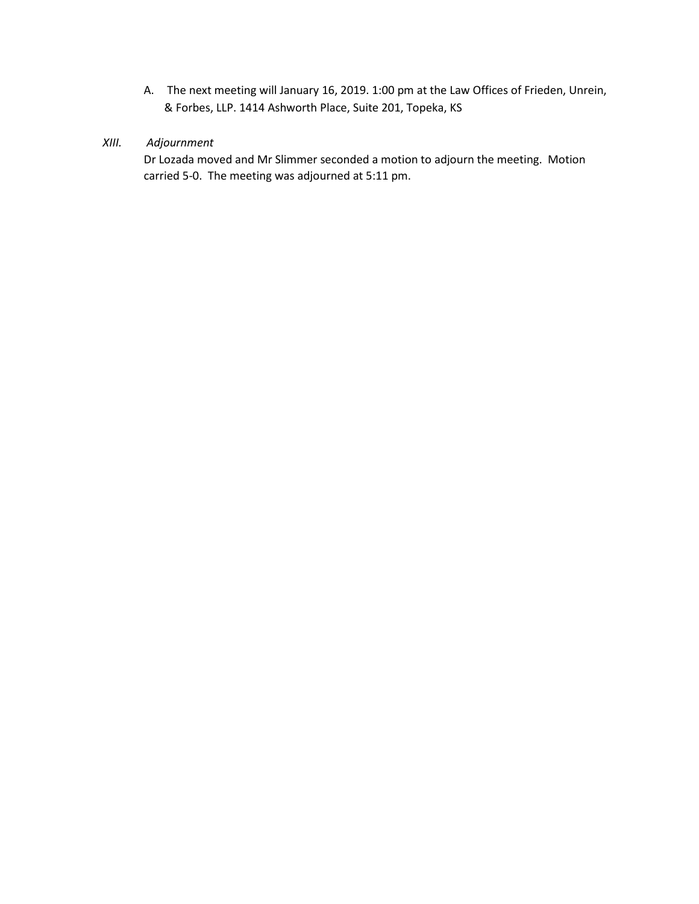A. The next meeting will January 16, 2019. 1:00 pm at the Law Offices of Frieden, Unrein, & Forbes, LLP. 1414 Ashworth Place, Suite 201, Topeka, KS

*XIII. Adjournment*

Dr Lozada moved and Mr Slimmer seconded a motion to adjourn the meeting. Motion carried 5-0. The meeting was adjourned at 5:11 pm.